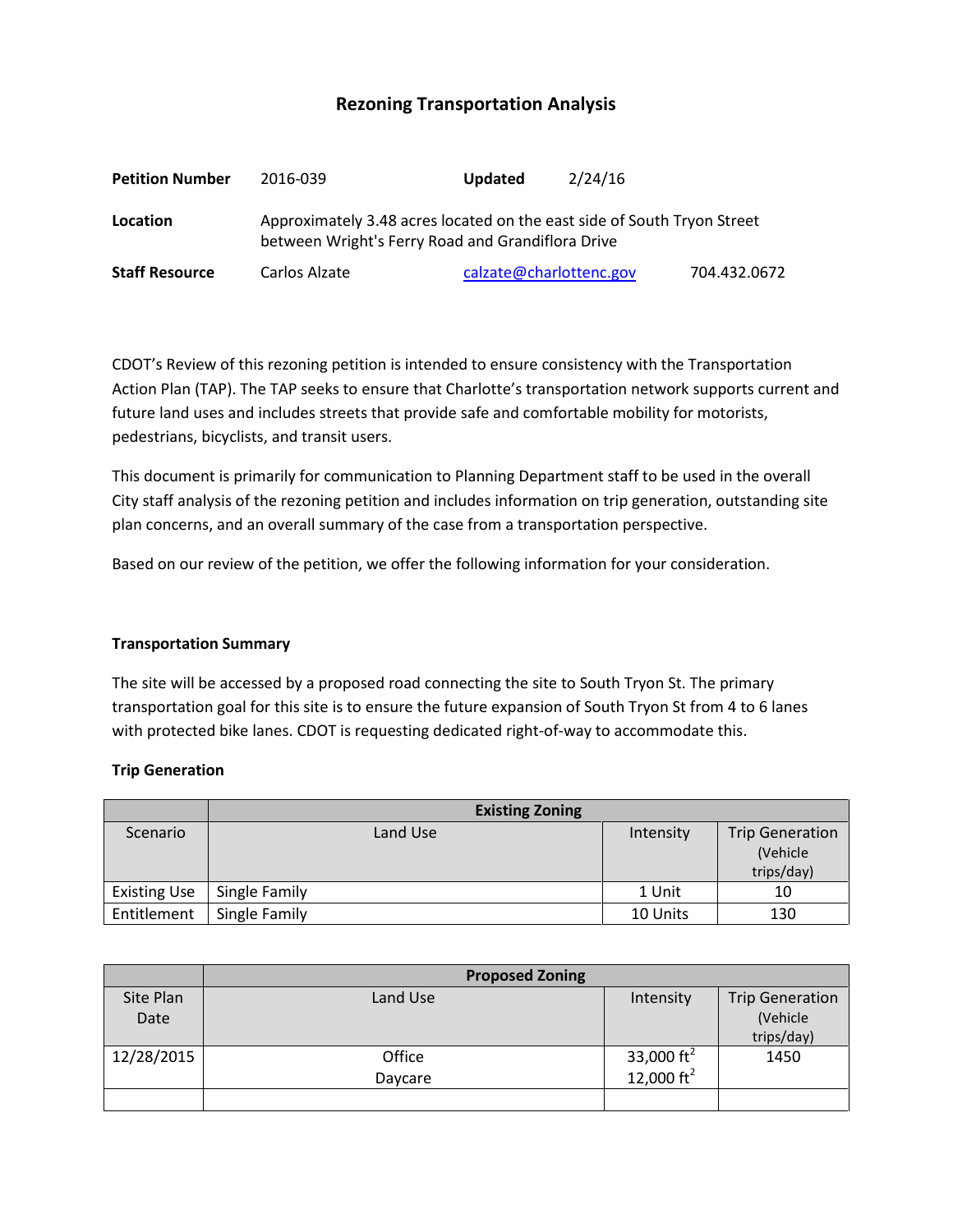# Rezoning Transportation Analysis

| | | | |
|---|---|---|---|
| **Petition Number** | 2016-039 | **Updated** | 2/24/16 |
| **Location** | Approximately 3.48 acres located on the east side of South Tryon Street between Wright's Ferry Road and Grandiflora Drive | | |
| **Staff Resource** | Carlos Alzate | calzate@charlottenc.gov | 704.432.0672 |

CDOT's Review of this rezoning petition is intended to ensure consistency with the Transportation Action Plan (TAP). The TAP seeks to ensure that Charlotte's transportation network supports current and future land uses and includes streets that provide safe and comfortable mobility for motorists, pedestrians, bicyclists, and transit users.

This document is primarily for communication to Planning Department staff to be used in the overall City staff analysis of the rezoning petition and includes information on trip generation, outstanding site plan concerns, and an overall summary of the case from a transportation perspective.

Based on our review of the petition, we offer the following information for your consideration.

**Transportation Summary**

The site will be accessed by a proposed road connecting the site to South Tryon St. The primary transportation goal for this site is to ensure the future expansion of South Tryon St from 4 to 6 lanes with protected bike lanes. CDOT is requesting dedicated right-of-way to accommodate this.

**Trip Generation**

| | **Existing Zoning** | | |
|---|---|---|---|
| Scenario | Land Use | Intensity | Trip Generation (Vehicle trips/day) |
| Existing Use | Single Family | 1 Unit | 10 |
| Entitlement | Single Family | 10 Units | 130 |

| | **Proposed Zoning** | | |
|---|---|---|---|
| Site Plan Date | Land Use | Intensity | Trip Generation (Vehicle trips/day) |
| 12/28/2015 | Office<br>Daycare | 33,000 $ft^2$<br>12,000 $ft^2$ | 1450 |
| | | | |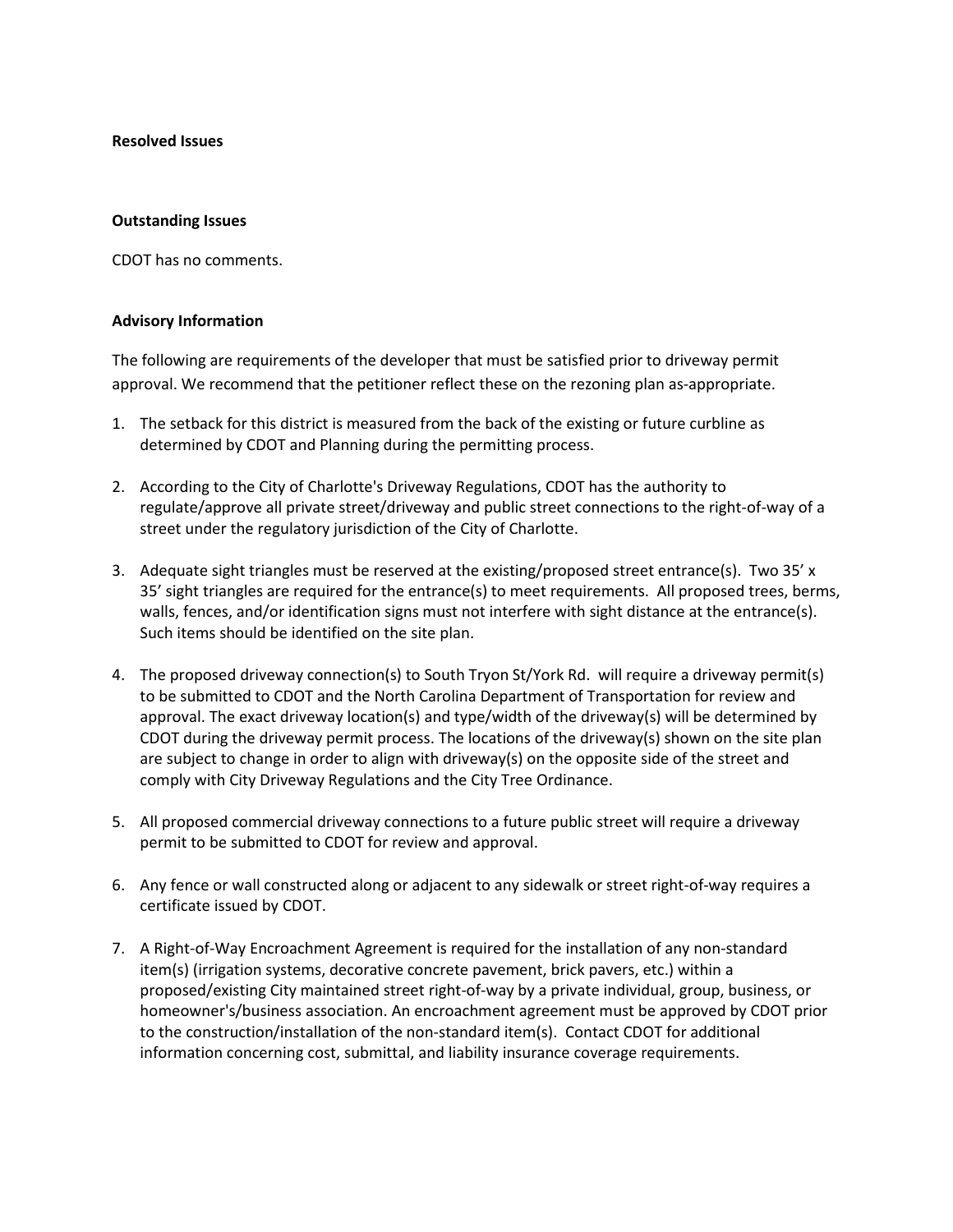**Resolved Issues**

**Outstanding Issues**

CDOT has no comments.

**Advisory Information**

The following are requirements of the developer that must be satisfied prior to driveway permit approval. We recommend that the petitioner reflect these on the rezoning plan as-appropriate.

1. The setback for this district is measured from the back of the existing or future curbline as determined by CDOT and Planning during the permitting process.

2. According to the City of Charlotte's Driveway Regulations, CDOT has the authority to regulate/approve all private street/driveway and public street connections to the right-of-way of a street under the regulatory jurisdiction of the City of Charlotte.

3. Adequate sight triangles must be reserved at the existing/proposed street entrance(s). Two 35' x 35' sight triangles are required for the entrance(s) to meet requirements. All proposed trees, berms, walls, fences, and/or identification signs must not interfere with sight distance at the entrance(s). Such items should be identified on the site plan.

4. The proposed driveway connection(s) to South Tryon St/York Rd. will require a driveway permit(s) to be submitted to CDOT and the North Carolina Department of Transportation for review and approval. The exact driveway location(s) and type/width of the driveway(s) will be determined by CDOT during the driveway permit process. The locations of the driveway(s) shown on the site plan are subject to change in order to align with driveway(s) on the opposite side of the street and comply with City Driveway Regulations and the City Tree Ordinance.

5. All proposed commercial driveway connections to a future public street will require a driveway permit to be submitted to CDOT for review and approval.

6. Any fence or wall constructed along or adjacent to any sidewalk or street right-of-way requires a certificate issued by CDOT.

7. A Right-of-Way Encroachment Agreement is required for the installation of any non-standard item(s) (irrigation systems, decorative concrete pavement, brick pavers, etc.) within a proposed/existing City maintained street right-of-way by a private individual, group, business, or homeowner's/business association. An encroachment agreement must be approved by CDOT prior to the construction/installation of the non-standard item(s). Contact CDOT for additional information concerning cost, submittal, and liability insurance coverage requirements.